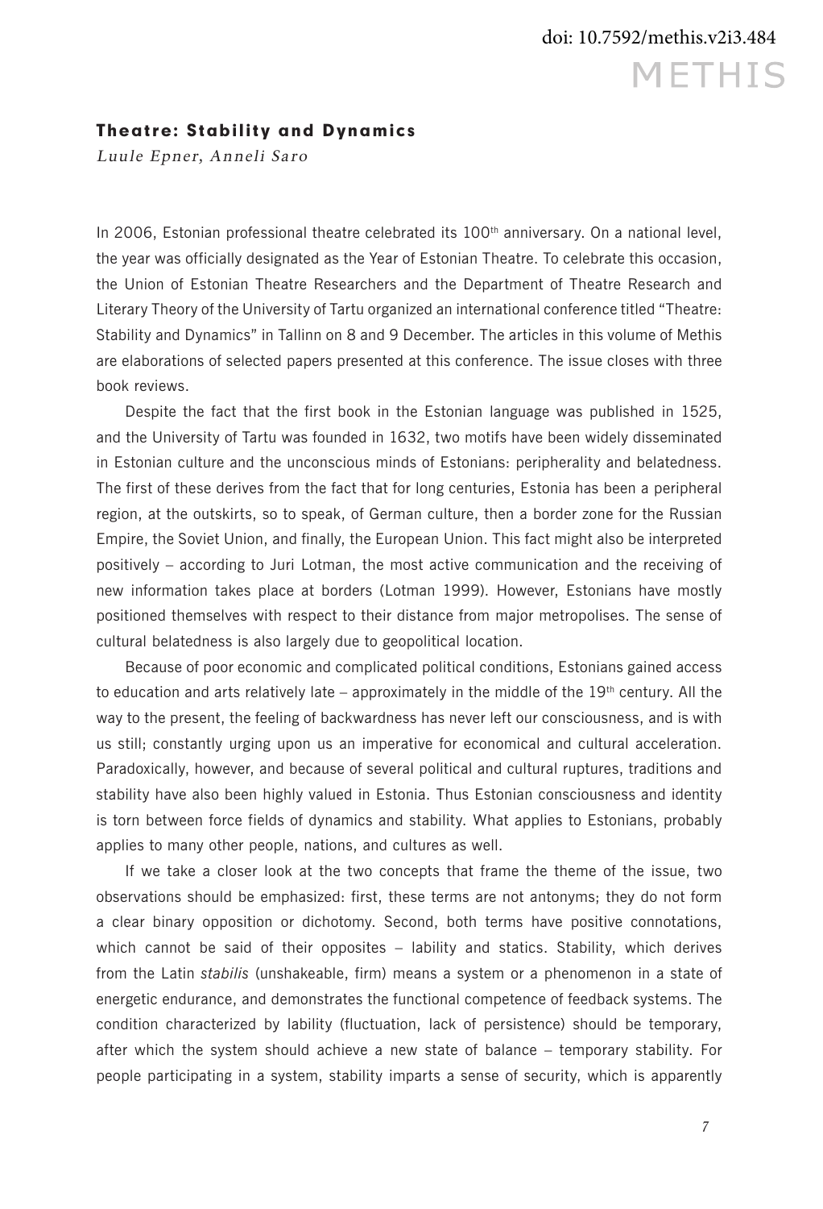# Theatre: Stability and Dynamics

*Luule Epner, Anneli Saro*

In 2006, Estonian professional theatre celebrated its 100th anniversary. On a national level, the year was officially designated as the Year of Estonian Theatre. To celebrate this occasion, the Union of Estonian Theatre Researchers and the Department of Theatre Research and Literary Theory of the University of Tartu organized an international conference titled "Theatre: Stability and Dynamics" in Tallinn on 8 and 9 December. The articles in this volume of Methis are elaborations of selected papers presented at this conference. The issue closes with three book reviews.

Despite the fact that the first book in the Estonian language was published in 1525, and the University of Tartu was founded in 1632, two motifs have been widely disseminated in Estonian culture and the unconscious minds of Estonians: peripherality and belatedness. The first of these derives from the fact that for long centuries, Estonia has been a peripheral region, at the outskirts, so to speak, of German culture, then a border zone for the Russian Empire, the Soviet Union, and finally, the European Union. This fact might also be interpreted positively – according to Juri Lotman, the most active communication and the receiving of new information takes place at borders (Lotman 1999). However, Estonians have mostly positioned themselves with respect to their distance from major metropolises. The sense of cultural belatedness is also largely due to geopolitical location.

Because of poor economic and complicated political conditions, Estonians gained access to education and arts relatively late – approximately in the middle of the 19th century. All the way to the present, the feeling of backwardness has never left our consciousness, and is with us still; constantly urging upon us an imperative for economical and cultural acceleration. Paradoxically, however, and because of several political and cultural ruptures, traditions and stability have also been highly valued in Estonia. Thus Estonian consciousness and identity is torn between force fields of dynamics and stability. What applies to Estonians, probably applies to many other people, nations, and cultures as well.

If we take a closer look at the two concepts that frame the theme of the issue, two observations should be emphasized: first, these terms are not antonyms; they do not form a clear binary opposition or dichotomy. Second, both terms have positive connotations, which cannot be said of their opposites – lability and statics. Stability, which derives from the Latin *stabilis* (unshakeable, firm) means a system or a phenomenon in a state of energetic endurance, and demonstrates the functional competence of feedback systems. The condition characterized by lability (fluctuation, lack of persistence) should be temporary, after which the system should achieve a new state of balance – temporary stability. For people participating in a system, stability imparts a sense of security, which is apparently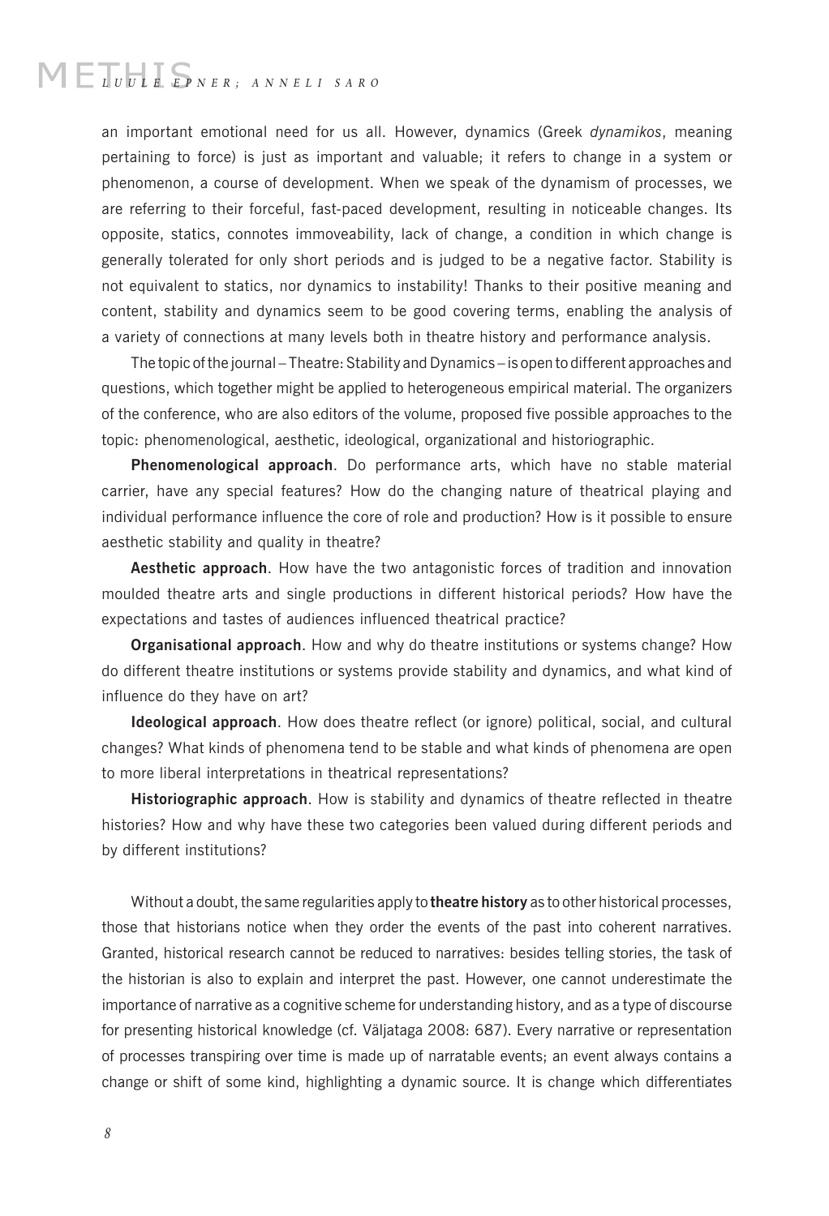an important emotional need for us all. However, dynamics (Greek *dynamikos*, meaning pertaining to force) is just as important and valuable; it refers to change in a system or phenomenon, a course of development. When we speak of the dynamism of processes, we are referring to their forceful, fast-paced development, resulting in noticeable changes. Its opposite, statics, connotes immoveability, lack of change, a condition in which change is generally tolerated for only short periods and is judged to be a negative factor. Stability is not equivalent to statics, nor dynamics to instability! Thanks to their positive meaning and content, stability and dynamics seem to be good covering terms, enabling the analysis of a variety of connections at many levels both in theatre history and performance analysis.

The topic of the journal – Theatre: Stability and Dynamics – is open to different approaches and questions, which together might be applied to heterogeneous empirical material. The organizers of the conference, who are also editors of the volume, proposed five possible approaches to the topic: phenomenological, aesthetic, ideological, organizational and historiographic.

**Phenomenological approach**. Do performance arts, which have no stable material carrier, have any special features? How do the changing nature of theatrical playing and individual performance influence the core of role and production? How is it possible to ensure aesthetic stability and quality in theatre?

**Aesthetic approach**. How have the two antagonistic forces of tradition and innovation moulded theatre arts and single productions in different historical periods? How have the expectations and tastes of audiences influenced theatrical practice?

**Organisational approach**. How and why do theatre institutions or systems change? How do different theatre institutions or systems provide stability and dynamics, and what kind of influence do they have on art?

**Ideological approach**. How does theatre reflect (or ignore) political, social, and cultural changes? What kinds of phenomena tend to be stable and what kinds of phenomena are open to more liberal interpretations in theatrical representations?

**Historiographic approach**. How is stability and dynamics of theatre reflected in theatre histories? How and why have these two categories been valued during different periods and by different institutions?

Without a doubt, the same regularities apply to **theatre history** as to other historical processes, those that historians notice when they order the events of the past into coherent narratives. Granted, historical research cannot be reduced to narratives: besides telling stories, the task of the historian is also to explain and interpret the past. However, one cannot underestimate the importance of narrative as a cognitive scheme for understanding history, and as a type of discourse for presenting historical knowledge (cf. Väljataga 2008: 687). Every narrative or representation of processes transpiring over time is made up of narratable events; an event always contains a change or shift of some kind, highlighting a dynamic source. It is change which differentiates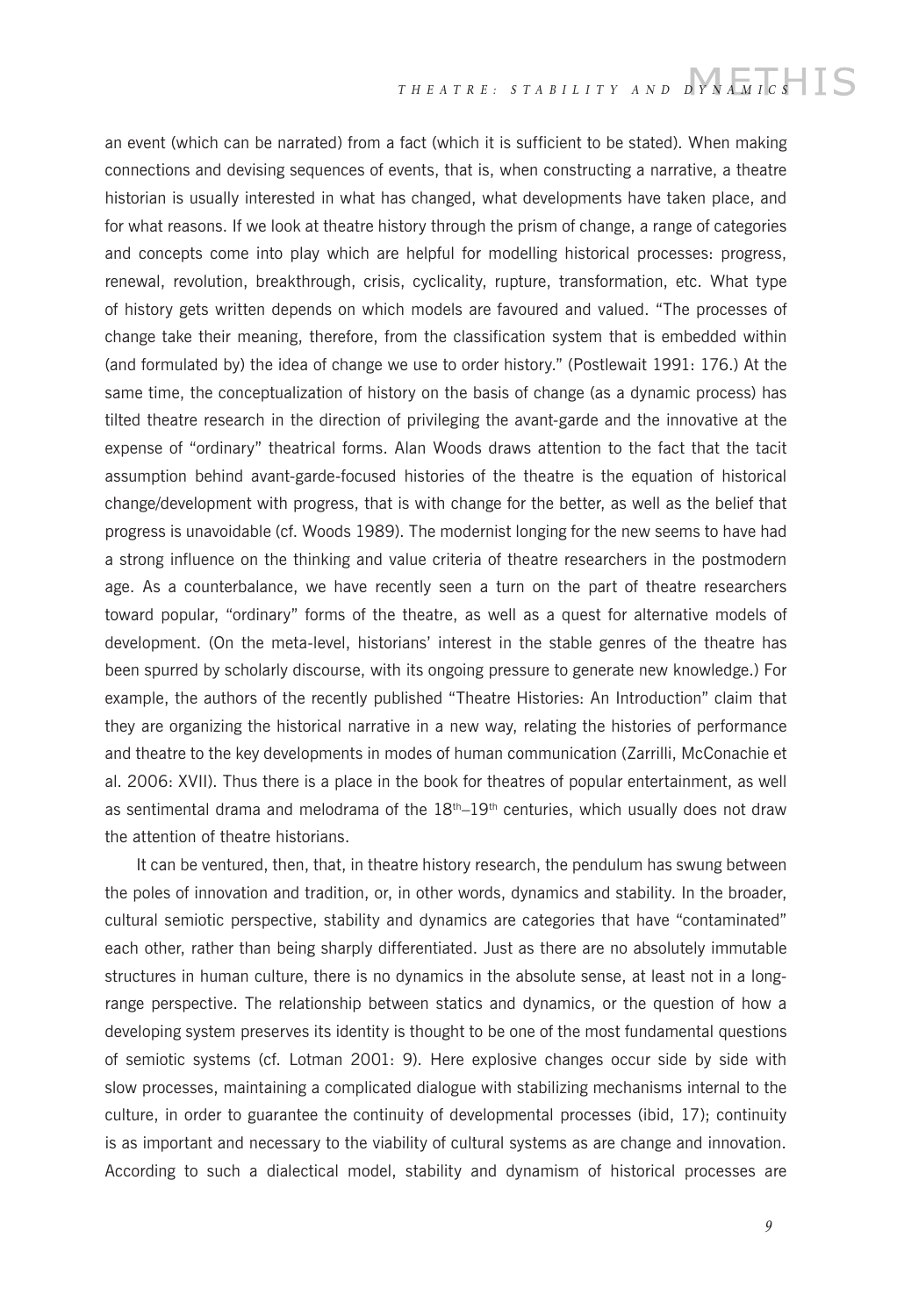an event (which can be narrated) from a fact (which it is sufficient to be stated). When making connections and devising sequences of events, that is, when constructing a narrative, a theatre historian is usually interested in what has changed, what developments have taken place, and for what reasons. If we look at theatre history through the prism of change, a range of categories and concepts come into play which are helpful for modelling historical processes: progress, renewal, revolution, breakthrough, crisis, cyclicality, rupture, transformation, etc. What type of history gets written depends on which models are favoured and valued. "The processes of change take their meaning, therefore, from the classification system that is embedded within (and formulated by) the idea of change we use to order history." (Postlewait 1991: 176.) At the same time, the conceptualization of history on the basis of change (as a dynamic process) has tilted theatre research in the direction of privileging the avant-garde and the innovative at the expense of "ordinary" theatrical forms. Alan Woods draws attention to the fact that the tacit assumption behind avant-garde-focused histories of the theatre is the equation of historical change/development with progress, that is with change for the better, as well as the belief that progress is unavoidable (cf. Woods 1989). The modernist longing for the new seems to have had a strong influence on the thinking and value criteria of theatre researchers in the postmodern age. As a counterbalance, we have recently seen a turn on the part of theatre researchers toward popular, "ordinary" forms of the theatre, as well as a quest for alternative models of development. (On the meta-level, historians' interest in the stable genres of the theatre has been spurred by scholarly discourse, with its ongoing pressure to generate new knowledge.) For example, the authors of the recently published "Theatre Histories: An Introduction" claim that they are organizing the historical narrative in a new way, relating the histories of performance and theatre to the key developments in modes of human communication (Zarrilli, McConachie et al. 2006: XVII). Thus there is a place in the book for theatres of popular entertainment, as well as sentimental drama and melodrama of the 18th–19th centuries, which usually does not draw the attention of theatre historians.

It can be ventured, then, that, in theatre history research, the pendulum has swung between the poles of innovation and tradition, or, in other words, dynamics and stability. In the broader, cultural semiotic perspective, stability and dynamics are categories that have "contaminated" each other, rather than being sharply differentiated. Just as there are no absolutely immutable structures in human culture, there is no dynamics in the absolute sense, at least not in a long-range perspective. The relationship between statics and dynamics, or the question of how a developing system preserves its identity is thought to be one of the most fundamental questions of semiotic systems (cf. Lotman 2001: 9). Here explosive changes occur side by side with slow processes, maintaining a complicated dialogue with stabilizing mechanisms internal to the culture, in order to guarantee the continuity of developmental processes (ibid, 17); continuity is as important and necessary to the viability of cultural systems as are change and innovation. According to such a dialectical model, stability and dynamism of historical processes are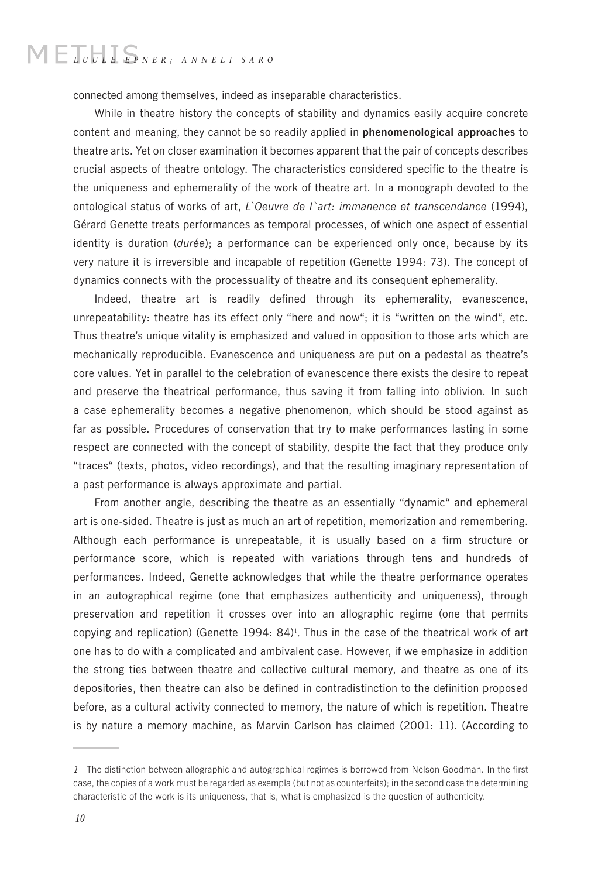connected among themselves, indeed as inseparable characteristics.

While in theatre history the concepts of stability and dynamics easily acquire concrete content and meaning, they cannot be so readily applied in **phenomenological approaches** to theatre arts. Yet on closer examination it becomes apparent that the pair of concepts describes crucial aspects of theatre ontology. The characteristics considered specific to the theatre is the uniqueness and ephemerality of the work of theatre art. In a monograph devoted to the ontological status of works of art, *L`Oeuvre de l`art: immanence et transcendance* (1994), Gérard Genette treats performances as temporal processes, of which one aspect of essential identity is duration (*durée*); a performance can be experienced only once, because by its very nature it is irreversible and incapable of repetition (Genette 1994: 73). The concept of dynamics connects with the processuality of theatre and its consequent ephemerality.

Indeed, theatre art is readily defined through its ephemerality, evanescence, unrepeatability: theatre has its effect only "here and now"; it is "written on the wind", etc. Thus theatre's unique vitality is emphasized and valued in opposition to those arts which are mechanically reproducible. Evanescence and uniqueness are put on a pedestal as theatre's core values. Yet in parallel to the celebration of evanescence there exists the desire to repeat and preserve the theatrical performance, thus saving it from falling into oblivion. In such a case ephemerality becomes a negative phenomenon, which should be stood against as far as possible. Procedures of conservation that try to make performances lasting in some respect are connected with the concept of stability, despite the fact that they produce only "traces" (texts, photos, video recordings), and that the resulting imaginary representation of a past performance is always approximate and partial.

From another angle, describing the theatre as an essentially "dynamic" and ephemeral art is one-sided. Theatre is just as much an art of repetition, memorization and remembering. Although each performance is unrepeatable, it is usually based on a firm structure or performance score, which is repeated with variations through tens and hundreds of performances. Indeed, Genette acknowledges that while the theatre performance operates in an autographical regime (one that emphasizes authenticity and uniqueness), through preservation and repetition it crosses over into an allographic regime (one that permits copying and replication) (Genette 1994: 84)[1]. Thus in the case of the theatrical work of art one has to do with a complicated and ambivalent case. However, if we emphasize in addition the strong ties between theatre and collective cultural memory, and theatre as one of its depositories, then theatre can also be defined in contradistinction to the definition proposed before, as a cultural activity connected to memory, the nature of which is repetition. Theatre is by nature a memory machine, as Marvin Carlson has claimed (2001: 11). (According to

---

*1* The distinction between allographic and autographical regimes is borrowed from Nelson Goodman. In the first case, the copies of a work must be regarded as exempla (but not as counterfeits); in the second case the determining characteristic of the work is its uniqueness, that is, what is emphasized is the question of authenticity.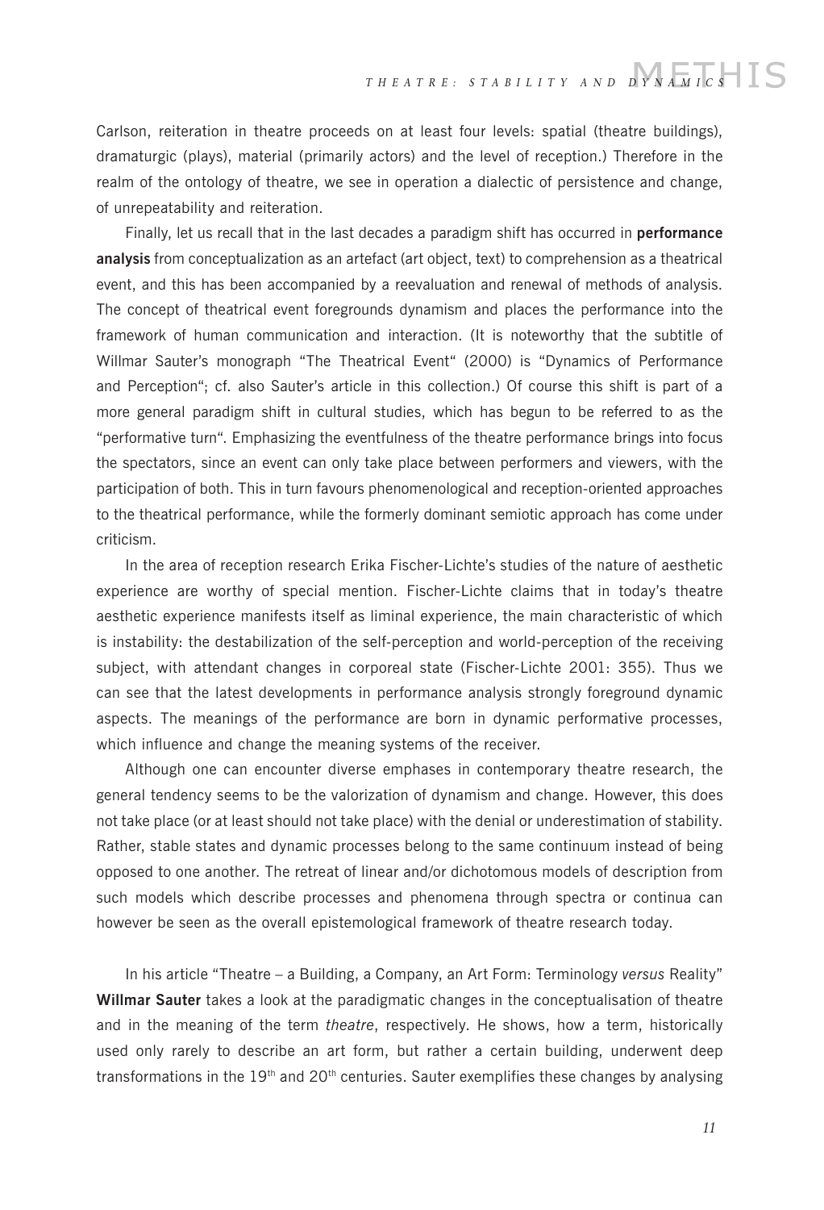Carlson, reiteration in theatre proceeds on at least four levels: spatial (theatre buildings), dramaturgic (plays), material (primarily actors) and the level of reception.) Therefore in the realm of the ontology of theatre, we see in operation a dialectic of persistence and change, of unrepeatability and reiteration.

Finally, let us recall that in the last decades a paradigm shift has occurred in **performance analysis** from conceptualization as an artefact (art object, text) to comprehension as a theatrical event, and this has been accompanied by a reevaluation and renewal of methods of analysis. The concept of theatrical event foregrounds dynamism and places the performance into the framework of human communication and interaction. (It is noteworthy that the subtitle of Willmar Sauter's monograph "The Theatrical Event" (2000) is "Dynamics of Performance and Perception"; cf. also Sauter's article in this collection.) Of course this shift is part of a more general paradigm shift in cultural studies, which has begun to be referred to as the "performative turn". Emphasizing the eventfulness of the theatre performance brings into focus the spectators, since an event can only take place between performers and viewers, with the participation of both. This in turn favours phenomenological and reception-oriented approaches to the theatrical performance, while the formerly dominant semiotic approach has come under criticism.

In the area of reception research Erika Fischer-Lichte's studies of the nature of aesthetic experience are worthy of special mention. Fischer-Lichte claims that in today's theatre aesthetic experience manifests itself as liminal experience, the main characteristic of which is instability: the destabilization of the self-perception and world-perception of the receiving subject, with attendant changes in corporeal state (Fischer-Lichte 2001: 355). Thus we can see that the latest developments in performance analysis strongly foreground dynamic aspects. The meanings of the performance are born in dynamic performative processes, which influence and change the meaning systems of the receiver.

Although one can encounter diverse emphases in contemporary theatre research, the general tendency seems to be the valorization of dynamism and change. However, this does not take place (or at least should not take place) with the denial or underestimation of stability. Rather, stable states and dynamic processes belong to the same continuum instead of being opposed to one another. The retreat of linear and/or dichotomous models of description from such models which describe processes and phenomena through spectra or continua can however be seen as the overall epistemological framework of theatre research today.

In his article "Theatre – a Building, a Company, an Art Form: Terminology *versus* Reality" **Willmar Sauter** takes a look at the paradigmatic changes in the conceptualisation of theatre and in the meaning of the term *theatre*, respectively. He shows, how a term, historically used only rarely to describe an art form, but rather a certain building, underwent deep transformations in the 19th and 20th centuries. Sauter exemplifies these changes by analysing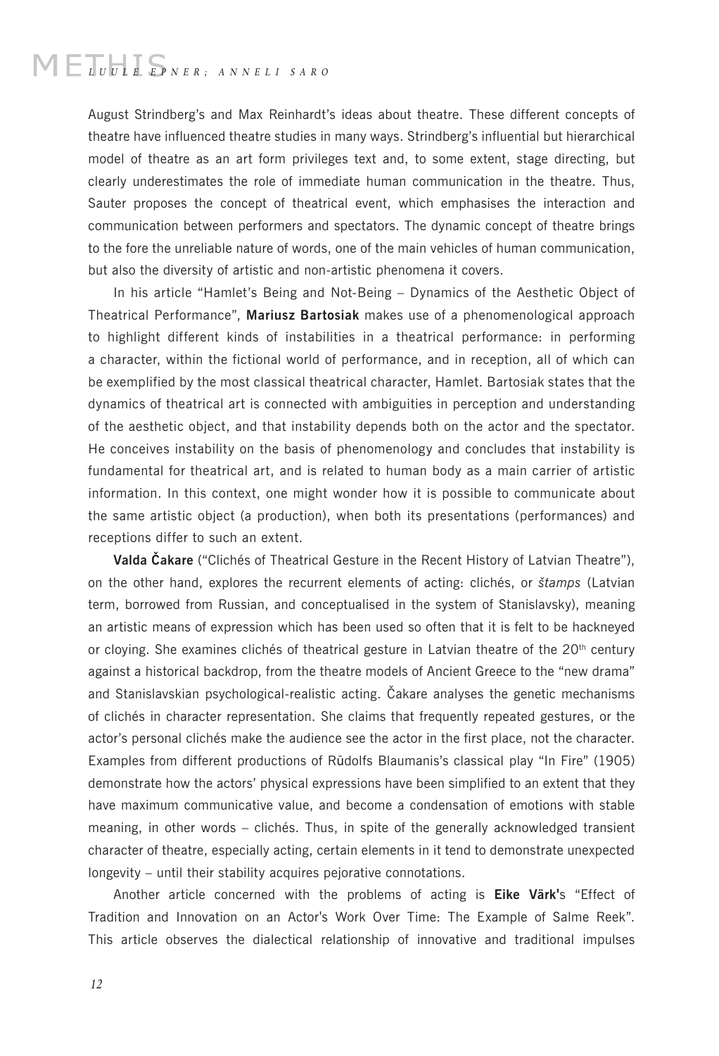August Strindberg's and Max Reinhardt's ideas about theatre. These different concepts of theatre have influenced theatre studies in many ways. Strindberg's influential but hierarchical model of theatre as an art form privileges text and, to some extent, stage directing, but clearly underestimates the role of immediate human communication in the theatre. Thus, Sauter proposes the concept of theatrical event, which emphasises the interaction and communication between performers and spectators. The dynamic concept of theatre brings to the fore the unreliable nature of words, one of the main vehicles of human communication, but also the diversity of artistic and non-artistic phenomena it covers.

In his article "Hamlet's Being and Not-Being – Dynamics of the Aesthetic Object of Theatrical Performance", **Mariusz Bartosiak** makes use of a phenomenological approach to highlight different kinds of instabilities in a theatrical performance: in performing a character, within the fictional world of performance, and in reception, all of which can be exemplified by the most classical theatrical character, Hamlet. Bartosiak states that the dynamics of theatrical art is connected with ambiguities in perception and understanding of the aesthetic object, and that instability depends both on the actor and the spectator. He conceives instability on the basis of phenomenology and concludes that instability is fundamental for theatrical art, and is related to human body as a main carrier of artistic information. In this context, one might wonder how it is possible to communicate about the same artistic object (a production), when both its presentations (performances) and receptions differ to such an extent.

**Valda Čakare** ("Clichés of Theatrical Gesture in the Recent History of Latvian Theatre"), on the other hand, explores the recurrent elements of acting: clichés, or *štamps* (Latvian term, borrowed from Russian, and conceptualised in the system of Stanislavsky), meaning an artistic means of expression which has been used so often that it is felt to be hackneyed or cloying. She examines clichés of theatrical gesture in Latvian theatre of the 20th century against a historical backdrop, from the theatre models of Ancient Greece to the "new drama" and Stanislavskian psychological-realistic acting. Čakare analyses the genetic mechanisms of clichés in character representation. She claims that frequently repeated gestures, or the actor's personal clichés make the audience see the actor in the first place, not the character. Examples from different productions of Rūdolfs Blaumanis's classical play "In Fire" (1905) demonstrate how the actors' physical expressions have been simplified to an extent that they have maximum communicative value, and become a condensation of emotions with stable meaning, in other words – clichés. Thus, in spite of the generally acknowledged transient character of theatre, especially acting, certain elements in it tend to demonstrate unexpected longevity – until their stability acquires pejorative connotations.

Another article concerned with the problems of acting is **Eike Värk**'s "Effect of Tradition and Innovation on an Actor's Work Over Time: The Example of Salme Reek". This article observes the dialectical relationship of innovative and traditional impulses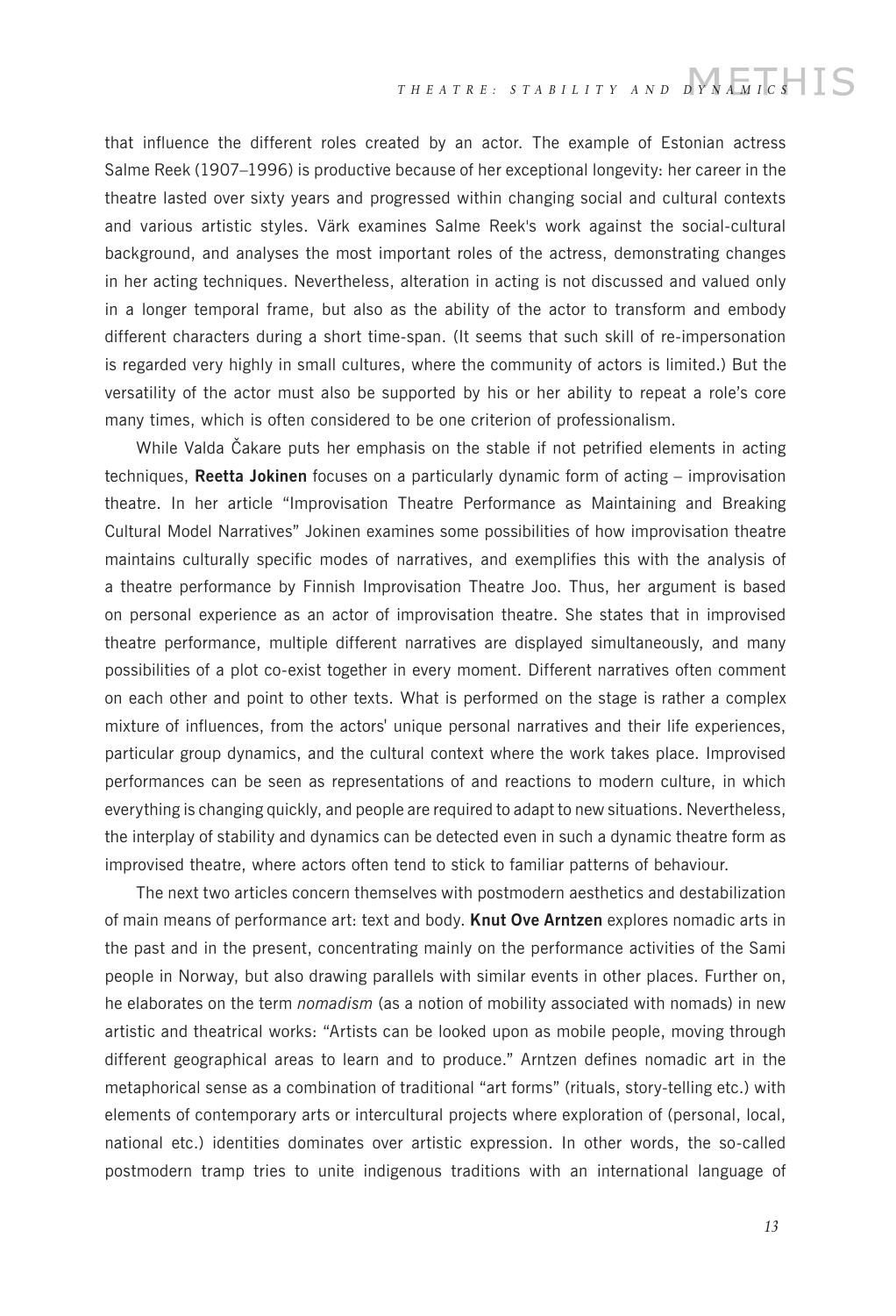that influence the different roles created by an actor. The example of Estonian actress Salme Reek (1907–1996) is productive because of her exceptional longevity: her career in the theatre lasted over sixty years and progressed within changing social and cultural contexts and various artistic styles. Värk examines Salme Reek's work against the social-cultural background, and analyses the most important roles of the actress, demonstrating changes in her acting techniques. Nevertheless, alteration in acting is not discussed and valued only in a longer temporal frame, but also as the ability of the actor to transform and embody different characters during a short time-span. (It seems that such skill of re-impersonation is regarded very highly in small cultures, where the community of actors is limited.) But the versatility of the actor must also be supported by his or her ability to repeat a role's core many times, which is often considered to be one criterion of professionalism.

While Valda Čakare puts her emphasis on the stable if not petrified elements in acting techniques, **Reetta Jokinen** focuses on a particularly dynamic form of acting – improvisation theatre. In her article "Improvisation Theatre Performance as Maintaining and Breaking Cultural Model Narratives" Jokinen examines some possibilities of how improvisation theatre maintains culturally specific modes of narratives, and exemplifies this with the analysis of a theatre performance by Finnish Improvisation Theatre Joo. Thus, her argument is based on personal experience as an actor of improvisation theatre. She states that in improvised theatre performance, multiple different narratives are displayed simultaneously, and many possibilities of a plot co-exist together in every moment. Different narratives often comment on each other and point to other texts. What is performed on the stage is rather a complex mixture of influences, from the actors' unique personal narratives and their life experiences, particular group dynamics, and the cultural context where the work takes place. Improvised performances can be seen as representations of and reactions to modern culture, in which everything is changing quickly, and people are required to adapt to new situations. Nevertheless, the interplay of stability and dynamics can be detected even in such a dynamic theatre form as improvised theatre, where actors often tend to stick to familiar patterns of behaviour.

The next two articles concern themselves with postmodern aesthetics and destabilization of main means of performance art: text and body. **Knut Ove Arntzen** explores nomadic arts in the past and in the present, concentrating mainly on the performance activities of the Sami people in Norway, but also drawing parallels with similar events in other places. Further on, he elaborates on the term *nomadism* (as a notion of mobility associated with nomads) in new artistic and theatrical works: "Artists can be looked upon as mobile people, moving through different geographical areas to learn and to produce." Arntzen defines nomadic art in the metaphorical sense as a combination of traditional "art forms" (rituals, story-telling etc.) with elements of contemporary arts or intercultural projects where exploration of (personal, local, national etc.) identities dominates over artistic expression. In other words, the so-called postmodern tramp tries to unite indigenous traditions with an international language of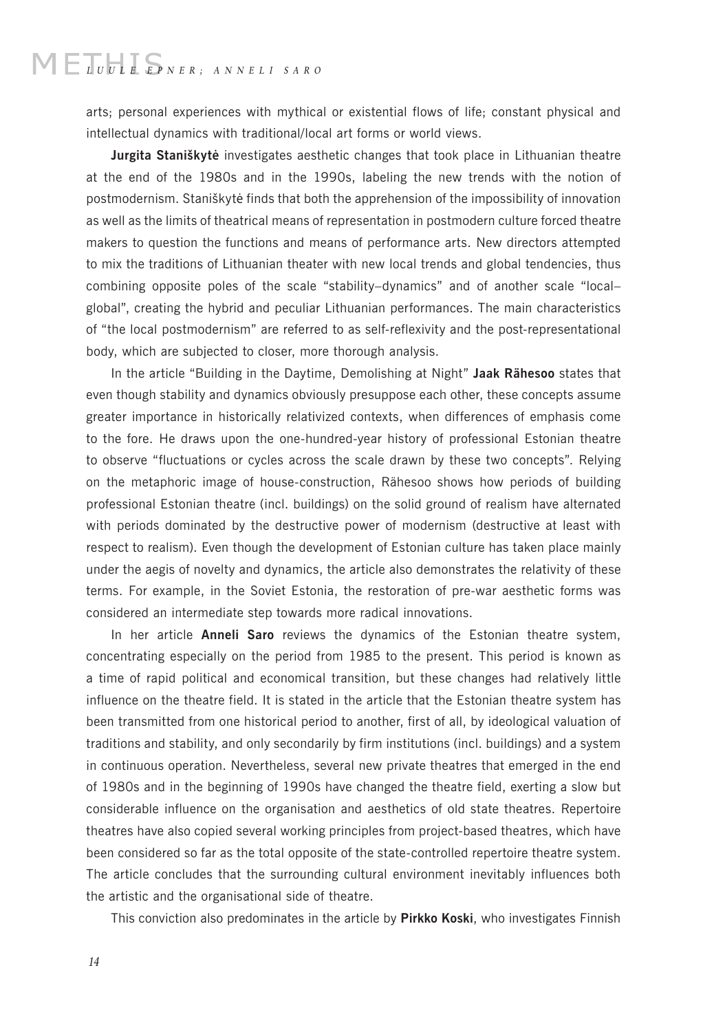arts; personal experiences with mythical or existential flows of life; constant physical and intellectual dynamics with traditional/local art forms or world views.

**Jurgita Staniškytė** investigates aesthetic changes that took place in Lithuanian theatre at the end of the 1980s and in the 1990s, labeling the new trends with the notion of postmodernism. Staniškytė finds that both the apprehension of the impossibility of innovation as well as the limits of theatrical means of representation in postmodern culture forced theatre makers to question the functions and means of performance arts. New directors attempted to mix the traditions of Lithuanian theater with new local trends and global tendencies, thus combining opposite poles of the scale "stability–dynamics" and of another scale "local–global", creating the hybrid and peculiar Lithuanian performances. The main characteristics of "the local postmodernism" are referred to as self-reflexivity and the post-representational body, which are subjected to closer, more thorough analysis.

In the article "Building in the Daytime, Demolishing at Night" **Jaak Rähesoo** states that even though stability and dynamics obviously presuppose each other, these concepts assume greater importance in historically relativized contexts, when differences of emphasis come to the fore. He draws upon the one-hundred-year history of professional Estonian theatre to observe "fluctuations or cycles across the scale drawn by these two concepts". Relying on the metaphoric image of house-construction, Rähesoo shows how periods of building professional Estonian theatre (incl. buildings) on the solid ground of realism have alternated with periods dominated by the destructive power of modernism (destructive at least with respect to realism). Even though the development of Estonian culture has taken place mainly under the aegis of novelty and dynamics, the article also demonstrates the relativity of these terms. For example, in the Soviet Estonia, the restoration of pre-war aesthetic forms was considered an intermediate step towards more radical innovations.

In her article **Anneli Saro** reviews the dynamics of the Estonian theatre system, concentrating especially on the period from 1985 to the present. This period is known as a time of rapid political and economical transition, but these changes had relatively little influence on the theatre field. It is stated in the article that the Estonian theatre system has been transmitted from one historical period to another, first of all, by ideological valuation of traditions and stability, and only secondarily by firm institutions (incl. buildings) and a system in continuous operation. Nevertheless, several new private theatres that emerged in the end of 1980s and in the beginning of 1990s have changed the theatre field, exerting a slow but considerable influence on the organisation and aesthetics of old state theatres. Repertoire theatres have also copied several working principles from project-based theatres, which have been considered so far as the total opposite of the state-controlled repertoire theatre system. The article concludes that the surrounding cultural environment inevitably influences both the artistic and the organisational side of theatre.

This conviction also predominates in the article by **Pirkko Koski**, who investigates Finnish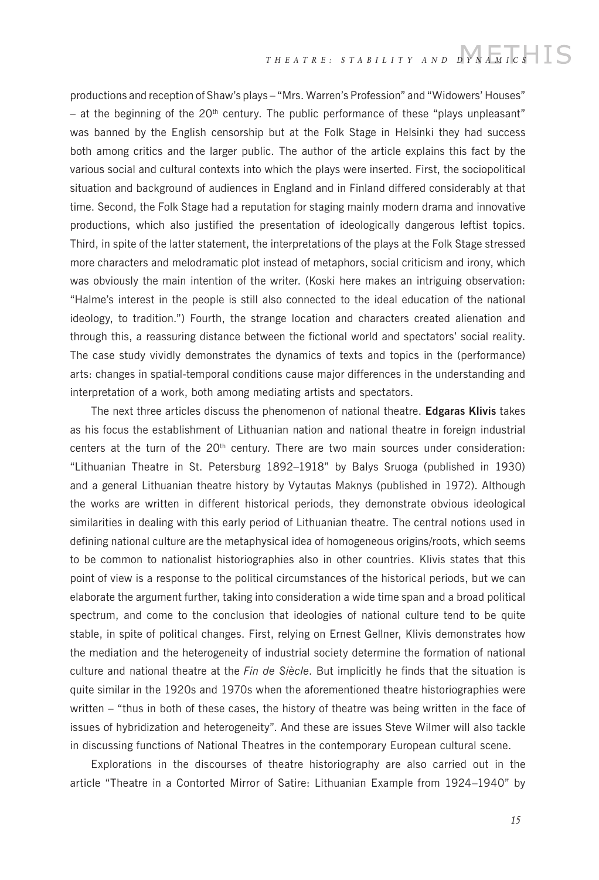productions and reception of Shaw's plays – "Mrs. Warren's Profession" and "Widowers' Houses" – at the beginning of the 20th century. The public performance of these "plays unpleasant" was banned by the English censorship but at the Folk Stage in Helsinki they had success both among critics and the larger public. The author of the article explains this fact by the various social and cultural contexts into which the plays were inserted. First, the sociopolitical situation and background of audiences in England and in Finland differed considerably at that time. Second, the Folk Stage had a reputation for staging mainly modern drama and innovative productions, which also justified the presentation of ideologically dangerous leftist topics. Third, in spite of the latter statement, the interpretations of the plays at the Folk Stage stressed more characters and melodramatic plot instead of metaphors, social criticism and irony, which was obviously the main intention of the writer. (Koski here makes an intriguing observation: "Halme's interest in the people is still also connected to the ideal education of the national ideology, to tradition.") Fourth, the strange location and characters created alienation and through this, a reassuring distance between the fictional world and spectators' social reality. The case study vividly demonstrates the dynamics of texts and topics in the (performance) arts: changes in spatial-temporal conditions cause major differences in the understanding and interpretation of a work, both among mediating artists and spectators.

The next three articles discuss the phenomenon of national theatre. **Edgaras Klivis** takes as his focus the establishment of Lithuanian nation and national theatre in foreign industrial centers at the turn of the 20th century. There are two main sources under consideration: "Lithuanian Theatre in St. Petersburg 1892–1918" by Balys Sruoga (published in 1930) and a general Lithuanian theatre history by Vytautas Maknys (published in 1972). Although the works are written in different historical periods, they demonstrate obvious ideological similarities in dealing with this early period of Lithuanian theatre. The central notions used in defining national culture are the metaphysical idea of homogeneous origins/roots, which seems to be common to nationalist historiographies also in other countries. Klivis states that this point of view is a response to the political circumstances of the historical periods, but we can elaborate the argument further, taking into consideration a wide time span and a broad political spectrum, and come to the conclusion that ideologies of national culture tend to be quite stable, in spite of political changes. First, relying on Ernest Gellner, Klivis demonstrates how the mediation and the heterogeneity of industrial society determine the formation of national culture and national theatre at the *Fin de Siècle*. But implicitly he finds that the situation is quite similar in the 1920s and 1970s when the aforementioned theatre historiographies were written – "thus in both of these cases, the history of theatre was being written in the face of issues of hybridization and heterogeneity". And these are issues Steve Wilmer will also tackle in discussing functions of National Theatres in the contemporary European cultural scene.

Explorations in the discourses of theatre historiography are also carried out in the article "Theatre in a Contorted Mirror of Satire: Lithuanian Example from 1924–1940" by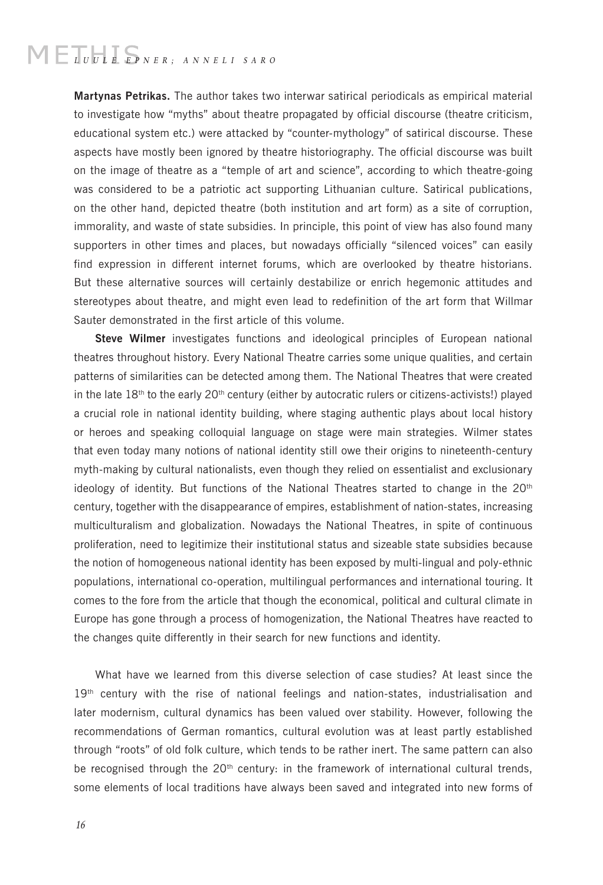**Martynas Petrikas.** The author takes two interwar satirical periodicals as empirical material to investigate how "myths" about theatre propagated by official discourse (theatre criticism, educational system etc.) were attacked by "counter-mythology" of satirical discourse. These aspects have mostly been ignored by theatre historiography. The official discourse was built on the image of theatre as a "temple of art and science", according to which theatre-going was considered to be a patriotic act supporting Lithuanian culture. Satirical publications, on the other hand, depicted theatre (both institution and art form) as a site of corruption, immorality, and waste of state subsidies. In principle, this point of view has also found many supporters in other times and places, but nowadays officially "silenced voices" can easily find expression in different internet forums, which are overlooked by theatre historians. But these alternative sources will certainly destabilize or enrich hegemonic attitudes and stereotypes about theatre, and might even lead to redefinition of the art form that Willmar Sauter demonstrated in the first article of this volume.

**Steve Wilmer** investigates functions and ideological principles of European national theatres throughout history. Every National Theatre carries some unique qualities, and certain patterns of similarities can be detected among them. The National Theatres that were created in the late 18th to the early 20th century (either by autocratic rulers or citizens-activists!) played a crucial role in national identity building, where staging authentic plays about local history or heroes and speaking colloquial language on stage were main strategies. Wilmer states that even today many notions of national identity still owe their origins to nineteenth-century myth-making by cultural nationalists, even though they relied on essentialist and exclusionary ideology of identity. But functions of the National Theatres started to change in the 20th century, together with the disappearance of empires, establishment of nation-states, increasing multiculturalism and globalization. Nowadays the National Theatres, in spite of continuous proliferation, need to legitimize their institutional status and sizeable state subsidies because the notion of homogeneous national identity has been exposed by multi-lingual and poly-ethnic populations, international co-operation, multilingual performances and international touring. It comes to the fore from the article that though the economical, political and cultural climate in Europe has gone through a process of homogenization, the National Theatres have reacted to the changes quite differently in their search for new functions and identity.

What have we learned from this diverse selection of case studies? At least since the 19th century with the rise of national feelings and nation-states, industrialisation and later modernism, cultural dynamics has been valued over stability. However, following the recommendations of German romantics, cultural evolution was at least partly established through "roots" of old folk culture, which tends to be rather inert. The same pattern can also be recognised through the 20th century: in the framework of international cultural trends, some elements of local traditions have always been saved and integrated into new forms of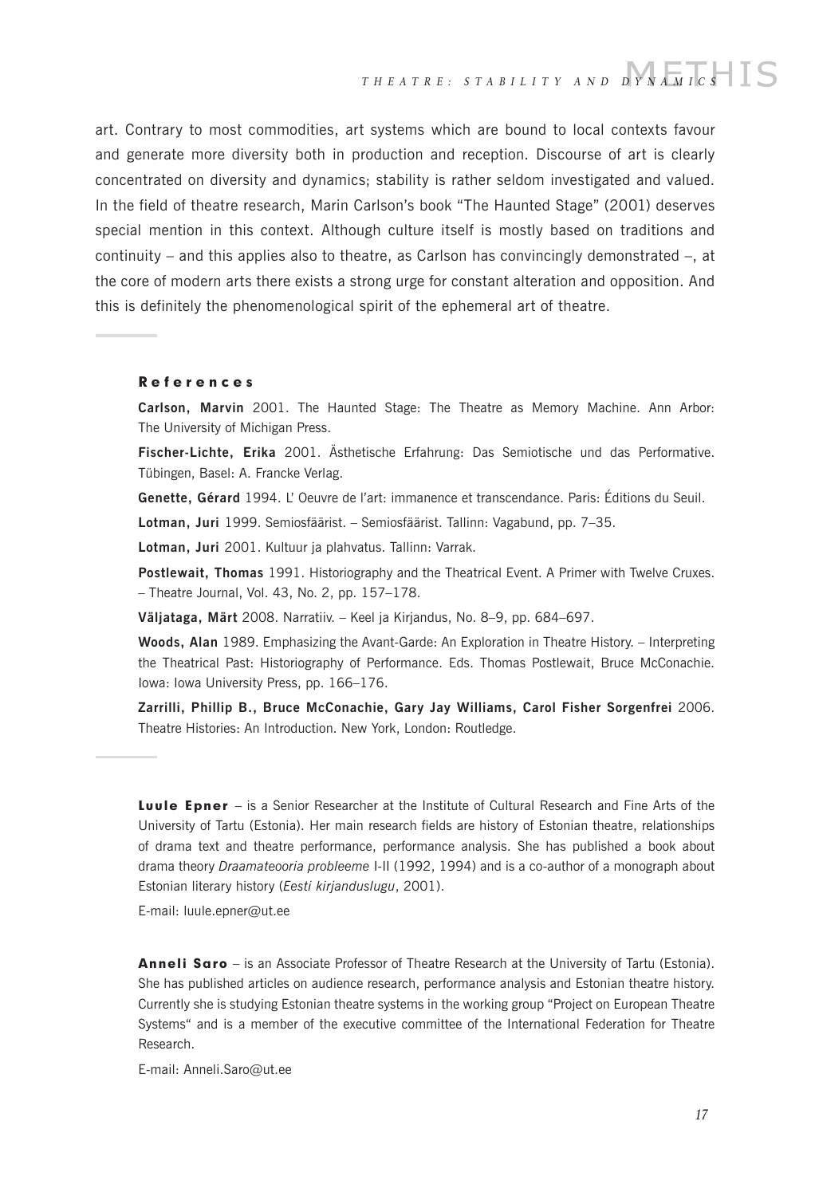art. Contrary to most commodities, art systems which are bound to local contexts favour and generate more diversity both in production and reception. Discourse of art is clearly concentrated on diversity and dynamics; stability is rather seldom investigated and valued. In the field of theatre research, Marin Carlson's book "The Haunted Stage" (2001) deserves special mention in this context. Although culture itself is mostly based on traditions and continuity – and this applies also to theatre, as Carlson has convincingly demonstrated –, at the core of modern arts there exists a strong urge for constant alteration and opposition. And this is definitely the phenomenological spirit of the ephemeral art of theatre.

## References

**Carlson, Marvin** 2001. The Haunted Stage: The Theatre as Memory Machine. Ann Arbor: The University of Michigan Press.

**Fischer-Lichte, Erika** 2001. Ästhetische Erfahrung: Das Semiotische und das Performative. Tübingen, Basel: A. Francke Verlag.

**Genette, Gérard** 1994. L' Oeuvre de l'art: immanence et transcendance. Paris: Éditions du Seuil.

**Lotman, Juri** 1999. Semiosfäärist. – Semiosfäärist. Tallinn: Vagabund, pp. 7–35.

**Lotman, Juri** 2001. Kultuur ja plahvatus. Tallinn: Varrak.

**Postlewait, Thomas** 1991. Historiography and the Theatrical Event. A Primer with Twelve Cruxes. – Theatre Journal, Vol. 43, No. 2, pp. 157–178.

**Väljataga, Märt** 2008. Narratiiv. – Keel ja Kirjandus, No. 8–9, pp. 684–697.

**Woods, Alan** 1989. Emphasizing the Avant-Garde: An Exploration in Theatre History. – Interpreting the Theatrical Past: Historiography of Performance. Eds. Thomas Postlewait, Bruce McConachie. Iowa: Iowa University Press, pp. 166–176.

**Zarrilli, Phillip B., Bruce McConachie, Gary Jay Williams, Carol Fisher Sorgenfrei** 2006. Theatre Histories: An Introduction. New York, London: Routledge.

**Luule Epner** – is a Senior Researcher at the Institute of Cultural Research and Fine Arts of the University of Tartu (Estonia). Her main research fields are history of Estonian theatre, relationships of drama text and theatre performance, performance analysis. She has published a book about drama theory *Draamateooria probleeme* I-II (1992, 1994) and is a co-author of a monograph about Estonian literary history (*Eesti kirjanduslugu*, 2001).

E-mail: luule.epner@ut.ee

**Anneli Saro** – is an Associate Professor of Theatre Research at the University of Tartu (Estonia). She has published articles on audience research, performance analysis and Estonian theatre history. Currently she is studying Estonian theatre systems in the working group "Project on European Theatre Systems" and is a member of the executive committee of the International Federation for Theatre Research.

E-mail: Anneli.Saro@ut.ee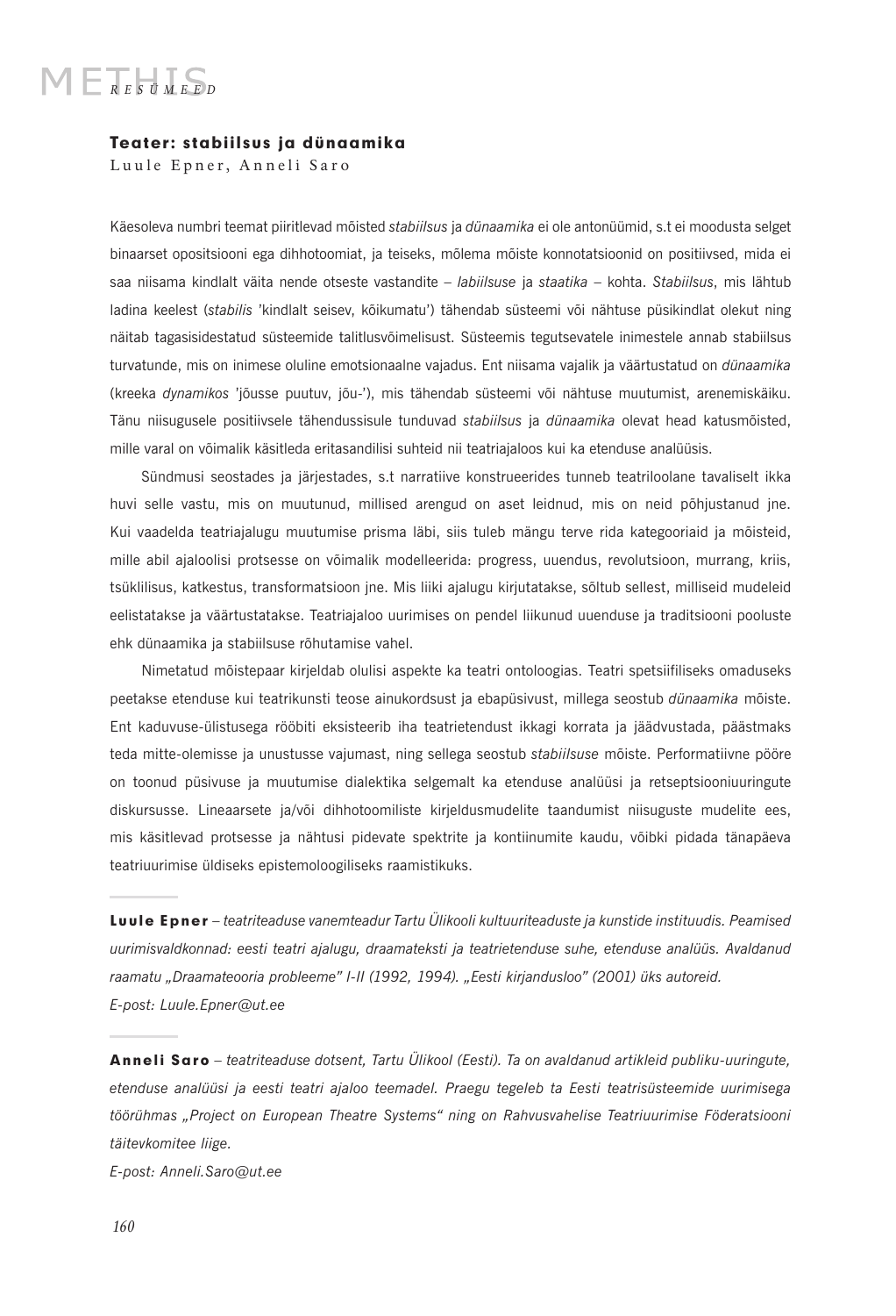### Teater: stabiilsus ja dünaamika

Luule Epner, Anneli Saro

Käesoleva numbri teemat piiritlevad mõisted *stabiilsus* ja *dünaamika* ei ole antonüümid, s.t ei moodusta selget binaarset opositsiooni ega dihhotoomiat, ja teiseks, mõlema mõiste konnotatsioonid on positiivsed, mida ei saa niisama kindlalt väita nende otseste vastandite – *labiilsuse* ja *staatika* – kohta. *Stabiilsus*, mis lähtub ladina keelest (*stabilis* 'kindlalt seisev, kõikumatu') tähendab süsteemi või nähtuse püsikindlat olekut ning näitab tagasisidestatud süsteemide talitlusvõimelisust. Süsteemis tegutsevatele inimestele annab stabiilsus turvatunde, mis on inimese oluline emotsionaalne vajadus. Ent niisama vajalik ja väärtustatud on *dünaamika* (kreeka *dynamikos* 'jõusse puutuv, jõu-'), mis tähendab süsteemi või nähtuse muutumist, arenemiskäiku. Tänu niisugusele positiivsele tähendussisule tunduvad *stabiilsus* ja *dünaamika* olevat head katusmõisted, mille varal on võimalik käsitleda eritasandilisi suhteid nii teatriajaloos kui ka etenduse analüüsis.

Sündmusi seostades ja järjestades, s.t narratiive konstrueerides tunneb teatriloolane tavaliselt ikka huvi selle vastu, mis on muutunud, millised arengud on aset leidnud, mis on neid põhjustanud jne. Kui vaadelda teatriajalugu muutumise prisma läbi, siis tuleb mängu terve rida kategooriaid ja mõisteid, mille abil ajaloolisi protsesse on võimalik modelleerida: progress, uuendus, revolutsioon, murrang, kriis, tsüklilisus, katkestus, transformatsioon jne. Mis liiki ajalugu kirjutatakse, sõltub sellest, milliseid mudeleid eelistatakse ja väärtustatakse. Teatriajaloo uurimises on pendel liikunud uuenduse ja traditsiooni pooluste ehk dünaamika ja stabiilsuse rõhutamise vahel.

Nimetatud mõistepaar kirjeldab olulisi aspekte ka teatri ontoloogias. Teatri spetsiifiliseks omaduseks peetakse etenduse kui teatrikunsti teose ainukordsust ja ebapüsivust, millega seostub *dünaamika* mõiste. Ent kaduvuse-ülistusega rööbiti eksisteerib iha teatrietendust ikkagi korrata ja jäädvustada, päästmaks teda mitte-olemisse ja unustusse vajumast, ning sellega seostub *stabiilsuse* mõiste. Performatiivne pööre on toonud püsivuse ja muutumise dialektika selgemalt ka etenduse analüüsi ja retseptsiooniuuringute diskursusse. Lineaarsete ja/või dihhotoomiliste kirjeldusmudelite taandumist niisuguste mudelite ees, mis käsitlevad protsesse ja nähtusi pidevate spektrite ja kontiinumite kaudu, võibki pidada tänapäeva teatriuurimise üldiseks epistemoloogiliseks raamistikuks.

---

**Luule Epner** – *teatriteaduse vanemteadur Tartu Ülikooli kultuuriteaduste ja kunstide instituudis. Peamised uurimisvaldkonnad: eesti teatri ajalugu, draamateksti ja teatrietenduse suhe, etenduse analüüs. Avaldanud raamatu „Draamateooria probleeme" I-II (1992, 1994). „Eesti kirjandusloo" (2001) üks autoreid.*
*E-post: Luule.Epner@ut.ee*

---

**Anneli Saro** – *teatriteaduse dotsent, Tartu Ülikool (Eesti). Ta on avaldanud artikleid publiku-uuringute, etenduse analüüsi ja eesti teatri ajaloo teemadel. Praegu tegeleb ta Eesti teatrisüsteemide uurimisega töörühmas „Project on European Theatre Systems" ning on Rahvusvahelise Teatriuurimise Föderatsiooni täitevkomitee liige.*
*E-post: Anneli.Saro@ut.ee*